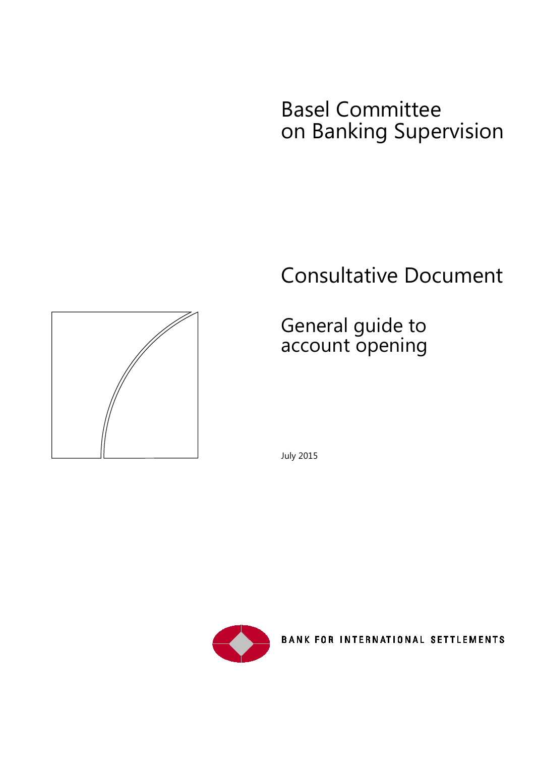Basel Committee on Banking Supervision

# Consultative Document

## General guide to account opening

July 2015

BANK FOR INTERNATIONAL SETTLEMENTS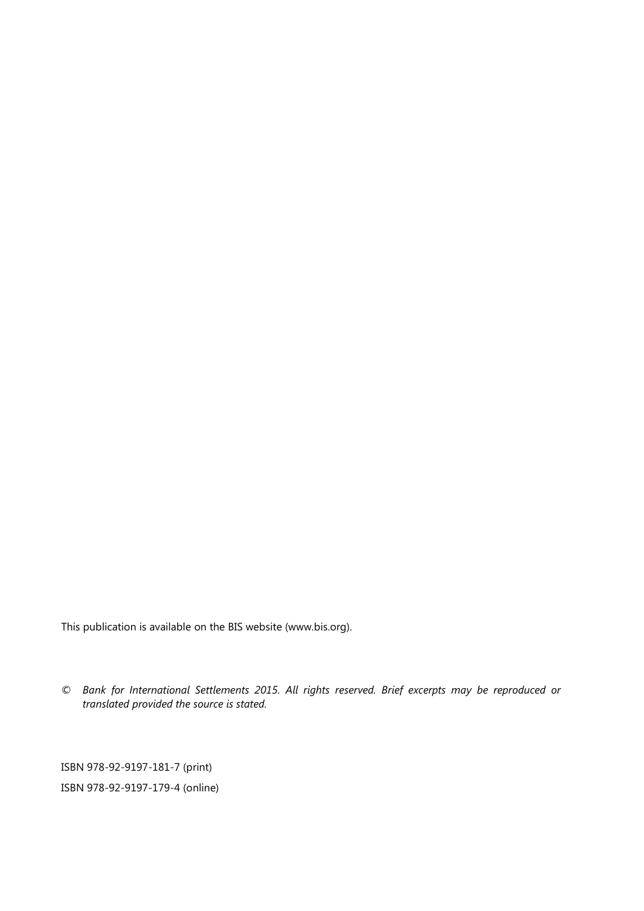This publication is available on the BIS website (www.bis.org).

© *Bank for International Settlements 2015. All rights reserved. Brief excerpts may be reproduced or translated provided the source is stated.*

ISBN 978-92-9197-181-7 (print)

ISBN 978-92-9197-179-4 (online)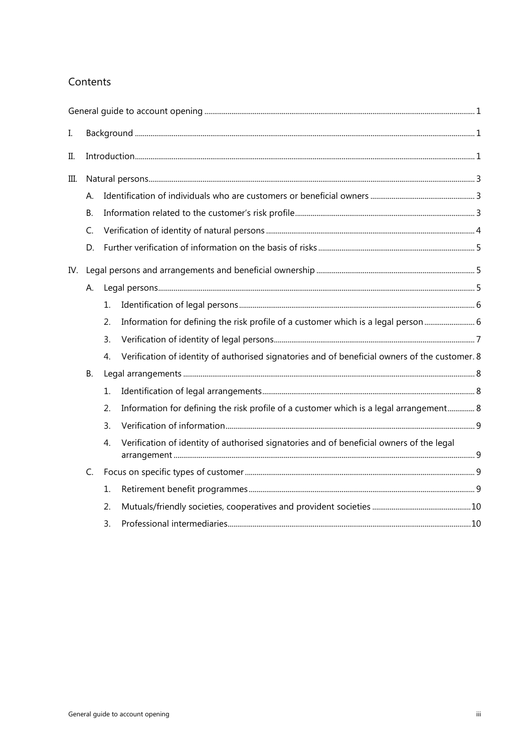## Contents

General guide to account opening ... 1

I. Background ... 1

II. Introduction ... 1

III. Natural persons ... 3

- A. Identification of individuals who are customers or beneficial owners ... 3
- B. Information related to the customer's risk profile ... 3
- C. Verification of identity of natural persons ... 4
- D. Further verification of information on the basis of risks ... 5

IV. Legal persons and arrangements and beneficial ownership ... 5

- A. Legal persons ... 5
  1. Identification of legal persons ... 6
  2. Information for defining the risk profile of a customer which is a legal person ... 6
  3. Verification of identity of legal persons ... 7
  4. Verification of identity of authorised signatories and of beneficial owners of the customer ... 8
- B. Legal arrangements ... 8
  1. Identification of legal arrangements ... 8
  2. Information for defining the risk profile of a customer which is a legal arrangement ... 8
  3. Verification of information ... 9
  4. Verification of identity of authorised signatories and of beneficial owners of the legal arrangement ... 9
- C. Focus on specific types of customer ... 9
  1. Retirement benefit programmes ... 9
  2. Mutuals/friendly societies, cooperatives and provident societies ... 10
  3. Professional intermediaries ... 10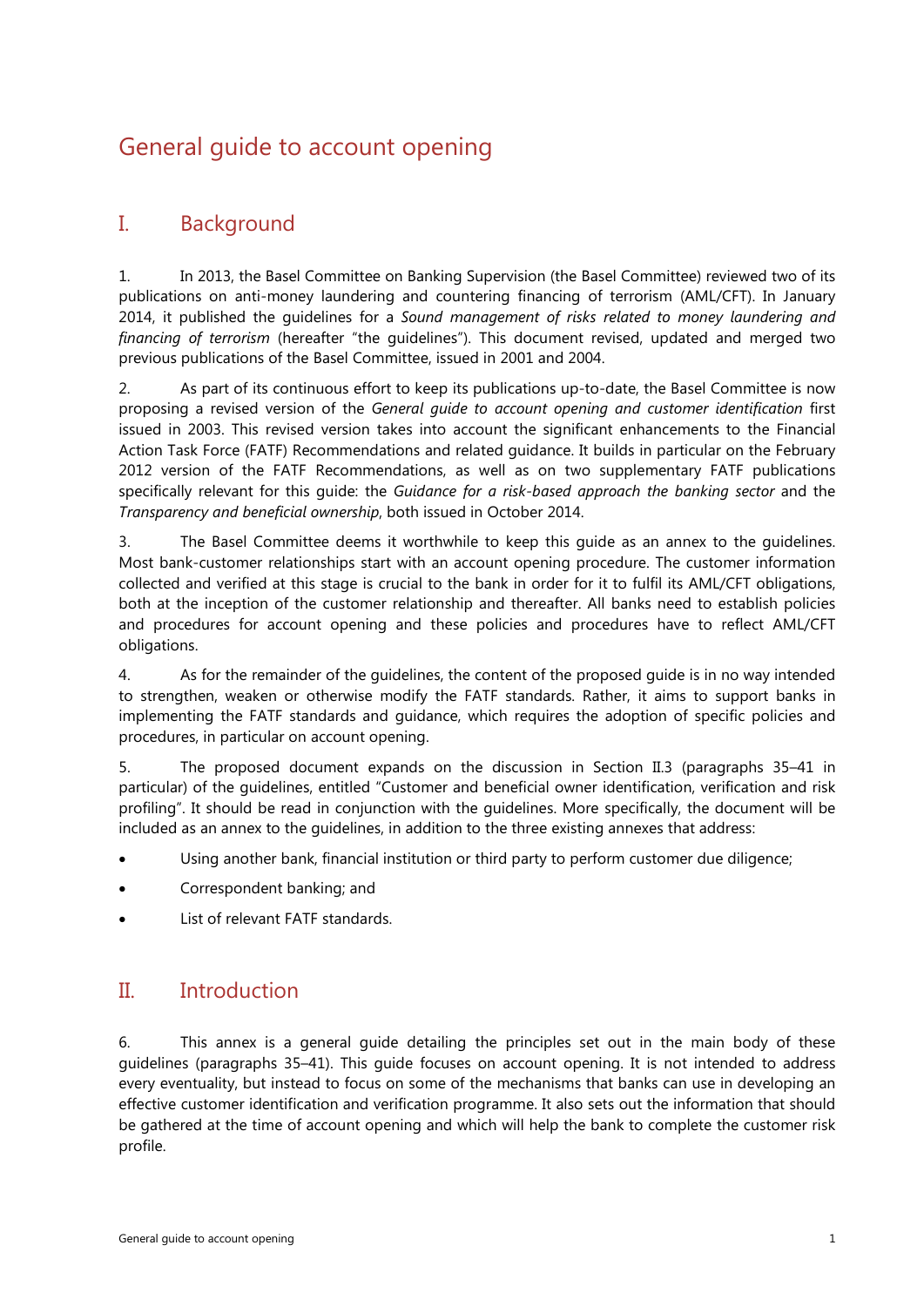# General guide to account opening

## I. Background

1. In 2013, the Basel Committee on Banking Supervision (the Basel Committee) reviewed two of its publications on anti-money laundering and countering financing of terrorism (AML/CFT). In January 2014, it published the guidelines for a *Sound management of risks related to money laundering and financing of terrorism* (hereafter "the guidelines"). This document revised, updated and merged two previous publications of the Basel Committee, issued in 2001 and 2004.

2. As part of its continuous effort to keep its publications up-to-date, the Basel Committee is now proposing a revised version of the *General guide to account opening and customer identification* first issued in 2003. This revised version takes into account the significant enhancements to the Financial Action Task Force (FATF) Recommendations and related guidance. It builds in particular on the February 2012 version of the FATF Recommendations, as well as on two supplementary FATF publications specifically relevant for this guide: the *Guidance for a risk-based approach the banking sector* and the *Transparency and beneficial ownership*, both issued in October 2014.

3. The Basel Committee deems it worthwhile to keep this guide as an annex to the guidelines. Most bank-customer relationships start with an account opening procedure. The customer information collected and verified at this stage is crucial to the bank in order for it to fulfil its AML/CFT obligations, both at the inception of the customer relationship and thereafter. All banks need to establish policies and procedures for account opening and these policies and procedures have to reflect AML/CFT obligations.

4. As for the remainder of the guidelines, the content of the proposed guide is in no way intended to strengthen, weaken or otherwise modify the FATF standards. Rather, it aims to support banks in implementing the FATF standards and guidance, which requires the adoption of specific policies and procedures, in particular on account opening.

5. The proposed document expands on the discussion in Section II.3 (paragraphs 35–41 in particular) of the guidelines, entitled "Customer and beneficial owner identification, verification and risk profiling". It should be read in conjunction with the guidelines. More specifically, the document will be included as an annex to the guidelines, in addition to the three existing annexes that address:

- Using another bank, financial institution or third party to perform customer due diligence;
- Correspondent banking; and
- List of relevant FATF standards.

## II. Introduction

6. This annex is a general guide detailing the principles set out in the main body of these guidelines (paragraphs 35–41). This guide focuses on account opening. It is not intended to address every eventuality, but instead to focus on some of the mechanisms that banks can use in developing an effective customer identification and verification programme. It also sets out the information that should be gathered at the time of account opening and which will help the bank to complete the customer risk profile.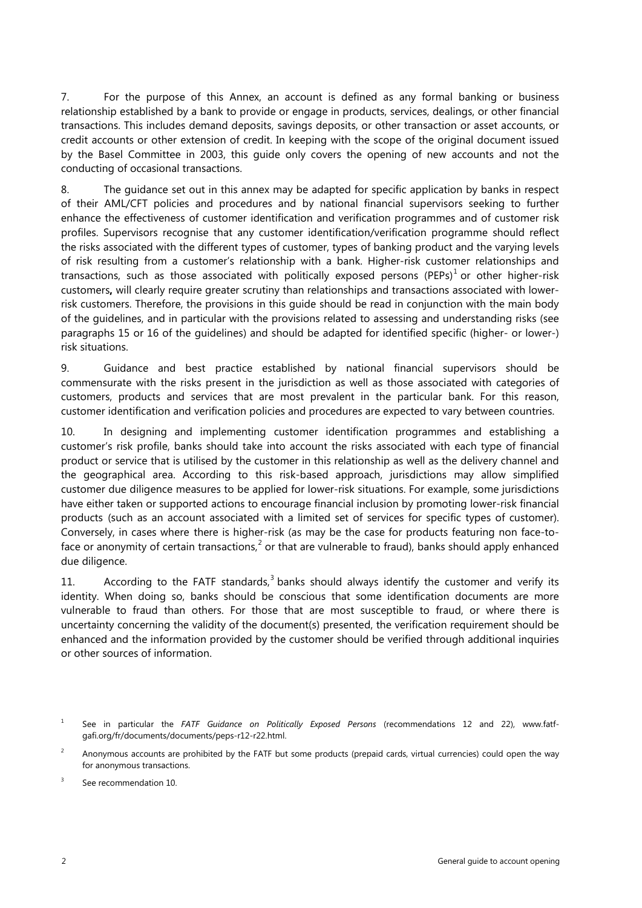7. For the purpose of this Annex, an account is defined as any formal banking or business relationship established by a bank to provide or engage in products, services, dealings, or other financial transactions. This includes demand deposits, savings deposits, or other transaction or asset accounts, or credit accounts or other extension of credit. In keeping with the scope of the original document issued by the Basel Committee in 2003, this guide only covers the opening of new accounts and not the conducting of occasional transactions.

8. The guidance set out in this annex may be adapted for specific application by banks in respect of their AML/CFT policies and procedures and by national financial supervisors seeking to further enhance the effectiveness of customer identification and verification programmes and of customer risk profiles. Supervisors recognise that any customer identification/verification programme should reflect the risks associated with the different types of customer, types of banking product and the varying levels of risk resulting from a customer's relationship with a bank. Higher-risk customer relationships and transactions, such as those associated with politically exposed persons (PEPs)[1] or other higher-risk customers**,** will clearly require greater scrutiny than relationships and transactions associated with lower-risk customers. Therefore, the provisions in this guide should be read in conjunction with the main body of the guidelines, and in particular with the provisions related to assessing and understanding risks (see paragraphs 15 or 16 of the guidelines) and should be adapted for identified specific (higher- or lower-) risk situations.

9. Guidance and best practice established by national financial supervisors should be commensurate with the risks present in the jurisdiction as well as those associated with categories of customers, products and services that are most prevalent in the particular bank. For this reason, customer identification and verification policies and procedures are expected to vary between countries.

10. In designing and implementing customer identification programmes and establishing a customer's risk profile, banks should take into account the risks associated with each type of financial product or service that is utilised by the customer in this relationship as well as the delivery channel and the geographical area. According to this risk-based approach, jurisdictions may allow simplified customer due diligence measures to be applied for lower-risk situations. For example, some jurisdictions have either taken or supported actions to encourage financial inclusion by promoting lower-risk financial products (such as an account associated with a limited set of services for specific types of customer). Conversely, in cases where there is higher-risk (as may be the case for products featuring non face-to-face or anonymity of certain transactions,[2] or that are vulnerable to fraud), banks should apply enhanced due diligence.

11. According to the FATF standards,[3] banks should always identify the customer and verify its identity. When doing so, banks should be conscious that some identification documents are more vulnerable to fraud than others. For those that are most susceptible to fraud, or where there is uncertainty concerning the validity of the document(s) presented, the verification requirement should be enhanced and the information provided by the customer should be verified through additional inquiries or other sources of information.

[1] See in particular the *FATF Guidance on Politically Exposed Persons* (recommendations 12 and 22), www.fatf-gafi.org/fr/documents/documents/peps-r12-r22.html.

[2] Anonymous accounts are prohibited by the FATF but some products (prepaid cards, virtual currencies) could open the way for anonymous transactions.

[3] See recommendation 10.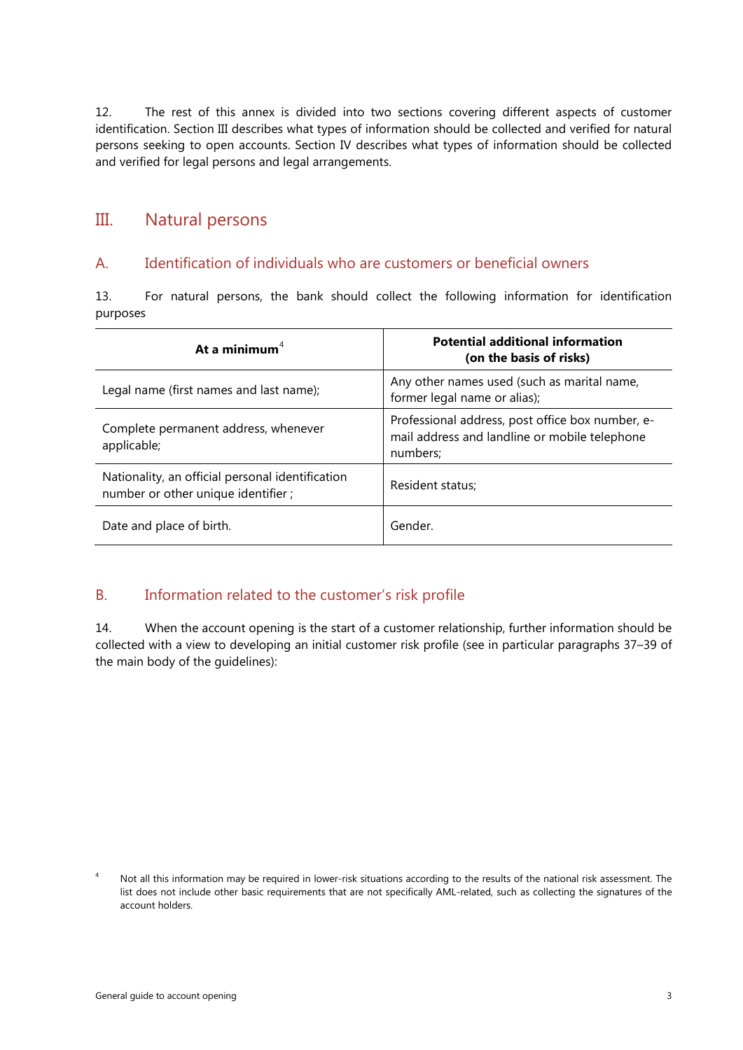12. The rest of this annex is divided into two sections covering different aspects of customer identification. Section III describes what types of information should be collected and verified for natural persons seeking to open accounts. Section IV describes what types of information should be collected and verified for legal persons and legal arrangements.

## III. Natural persons

### A. Identification of individuals who are customers or beneficial owners

13. For natural persons, the bank should collect the following information for identification purposes

| At a minimum[4] | Potential additional information (on the basis of risks) |
|---|---|
| Legal name (first names and last name); | Any other names used (such as marital name, former legal name or alias); |
| Complete permanent address, whenever applicable; | Professional address, post office box number, e-mail address and landline or mobile telephone numbers; |
| Nationality, an official personal identification number or other unique identifier ; | Resident status; |
| Date and place of birth. | Gender. |

### B. Information related to the customer's risk profile

14. When the account opening is the start of a customer relationship, further information should be collected with a view to developing an initial customer risk profile (see in particular paragraphs 37–39 of the main body of the guidelines):

[4] Not all this information may be required in lower-risk situations according to the results of the national risk assessment. The list does not include other basic requirements that are not specifically AML-related, such as collecting the signatures of the account holders.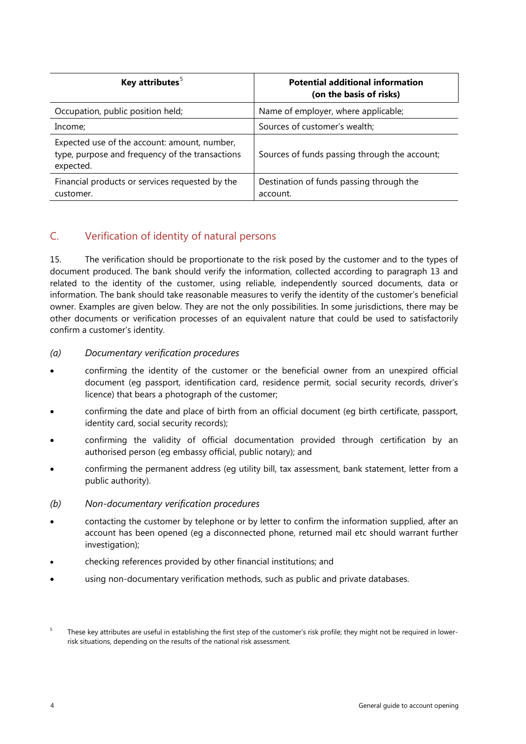| Key attributes[5] | Potential additional information (on the basis of risks) |
| --- | --- |
| Occupation, public position held; | Name of employer, where applicable; |
| Income; | Sources of customer's wealth; |
| Expected use of the account: amount, number, type, purpose and frequency of the transactions expected. | Sources of funds passing through the account; |
| Financial products or services requested by the customer. | Destination of funds passing through the account. |

## C. Verification of identity of natural persons

15. The verification should be proportionate to the risk posed by the customer and to the types of document produced. The bank should verify the information, collected according to paragraph 13 and related to the identity of the customer, using reliable, independently sourced documents, data or information. The bank should take reasonable measures to verify the identity of the customer's beneficial owner. Examples are given below. They are not the only possibilities. In some jurisdictions, there may be other documents or verification processes of an equivalent nature that could be used to satisfactorily confirm a customer's identity.

*(a) Documentary verification procedures*

- confirming the identity of the customer or the beneficial owner from an unexpired official document (eg passport, identification card, residence permit, social security records, driver's licence) that bears a photograph of the customer;
- confirming the date and place of birth from an official document (eg birth certificate, passport, identity card, social security records);
- confirming the validity of official documentation provided through certification by an authorised person (eg embassy official, public notary); and
- confirming the permanent address (eg utility bill, tax assessment, bank statement, letter from a public authority).

*(b) Non-documentary verification procedures*

- contacting the customer by telephone or by letter to confirm the information supplied, after an account has been opened (eg a disconnected phone, returned mail etc should warrant further investigation);
- checking references provided by other financial institutions; and
- using non-documentary verification methods, such as public and private databases.

[5] These key attributes are useful in establishing the first step of the customer's risk profile; they might not be required in lower-risk situations, depending on the results of the national risk assessment.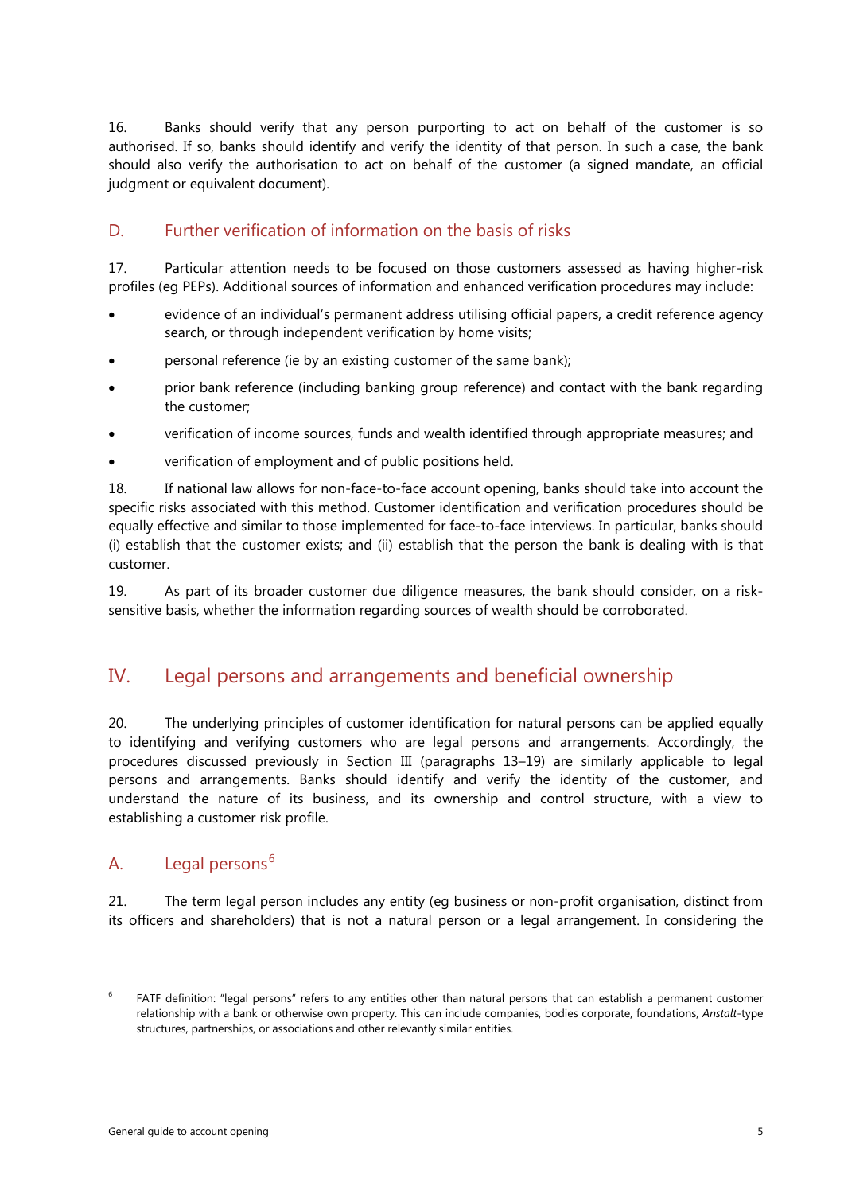16. Banks should verify that any person purporting to act on behalf of the customer is so authorised. If so, banks should identify and verify the identity of that person. In such a case, the bank should also verify the authorisation to act on behalf of the customer (a signed mandate, an official judgment or equivalent document).

### D. Further verification of information on the basis of risks

17. Particular attention needs to be focused on those customers assessed as having higher-risk profiles (eg PEPs). Additional sources of information and enhanced verification procedures may include:

- evidence of an individual's permanent address utilising official papers, a credit reference agency search, or through independent verification by home visits;
- personal reference (ie by an existing customer of the same bank);
- prior bank reference (including banking group reference) and contact with the bank regarding the customer;
- verification of income sources, funds and wealth identified through appropriate measures; and
- verification of employment and of public positions held.

18. If national law allows for non-face-to-face account opening, banks should take into account the specific risks associated with this method. Customer identification and verification procedures should be equally effective and similar to those implemented for face-to-face interviews. In particular, banks should (i) establish that the customer exists; and (ii) establish that the person the bank is dealing with is that customer.

19. As part of its broader customer due diligence measures, the bank should consider, on a risk-sensitive basis, whether the information regarding sources of wealth should be corroborated.

## IV. Legal persons and arrangements and beneficial ownership

20. The underlying principles of customer identification for natural persons can be applied equally to identifying and verifying customers who are legal persons and arrangements. Accordingly, the procedures discussed previously in Section III (paragraphs 13–19) are similarly applicable to legal persons and arrangements. Banks should identify and verify the identity of the customer, and understand the nature of its business, and its ownership and control structure, with a view to establishing a customer risk profile.

### A. Legal persons[6]

21. The term legal person includes any entity (eg business or non-profit organisation, distinct from its officers and shareholders) that is not a natural person or a legal arrangement. In considering the

[6] FATF definition: "legal persons" refers to any entities other than natural persons that can establish a permanent customer relationship with a bank or otherwise own property. This can include companies, bodies corporate, foundations, *Anstalt*-type structures, partnerships, or associations and other relevantly similar entities.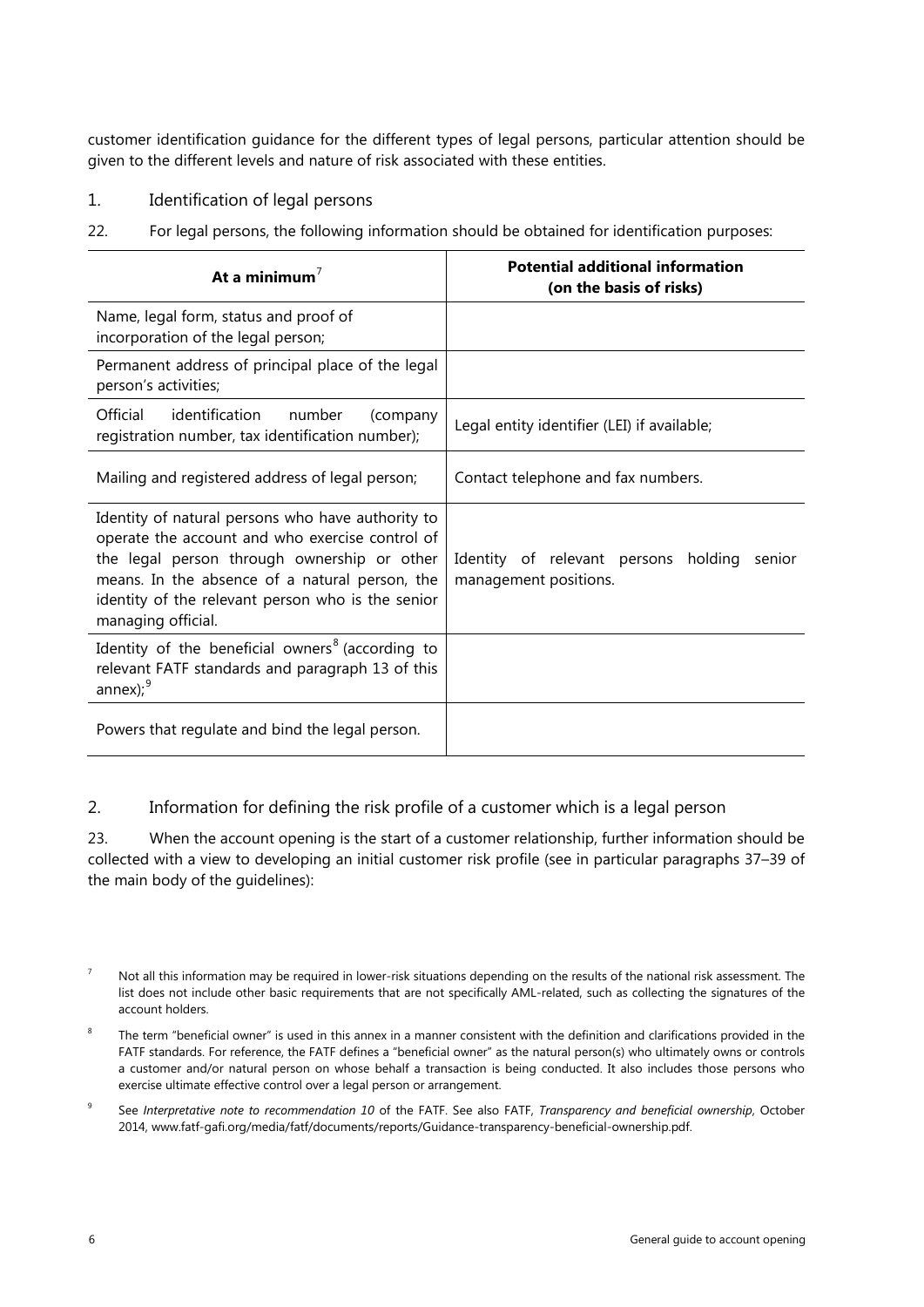customer identification guidance for the different types of legal persons, particular attention should be given to the different levels and nature of risk associated with these entities.

## 1. Identification of legal persons

22. For legal persons, the following information should be obtained for identification purposes:

| **At a minimum**[7] | **Potential additional information (on the basis of risks)** |
|---|---|
| Name, legal form, status and proof of incorporation of the legal person; | |
| Permanent address of principal place of the legal person's activities; | |
| Official identification number (company registration number, tax identification number); | Legal entity identifier (LEI) if available; |
| Mailing and registered address of legal person; | Contact telephone and fax numbers. |
| Identity of natural persons who have authority to operate the account and who exercise control of the legal person through ownership or other means. In the absence of a natural person, the identity of the relevant person who is the senior managing official. | Identity of relevant persons holding senior management positions. |
| Identity of the beneficial owners[8] (according to relevant FATF standards and paragraph 13 of this annex);[9] | |
| Powers that regulate and bind the legal person. | |

## 2. Information for defining the risk profile of a customer which is a legal person

23. When the account opening is the start of a customer relationship, further information should be collected with a view to developing an initial customer risk profile (see in particular paragraphs 37–39 of the main body of the guidelines):

[7] Not all this information may be required in lower-risk situations depending on the results of the national risk assessment. The list does not include other basic requirements that are not specifically AML-related, such as collecting the signatures of the account holders.

[8] The term "beneficial owner" is used in this annex in a manner consistent with the definition and clarifications provided in the FATF standards. For reference, the FATF defines a "beneficial owner" as the natural person(s) who ultimately owns or controls a customer and/or natural person on whose behalf a transaction is being conducted. It also includes those persons who exercise ultimate effective control over a legal person or arrangement.

[9] See *Interpretative note to recommendation 10* of the FATF. See also FATF, *Transparency and beneficial ownership*, October 2014, www.fatf-gafi.org/media/fatf/documents/reports/Guidance-transparency-beneficial-ownership.pdf.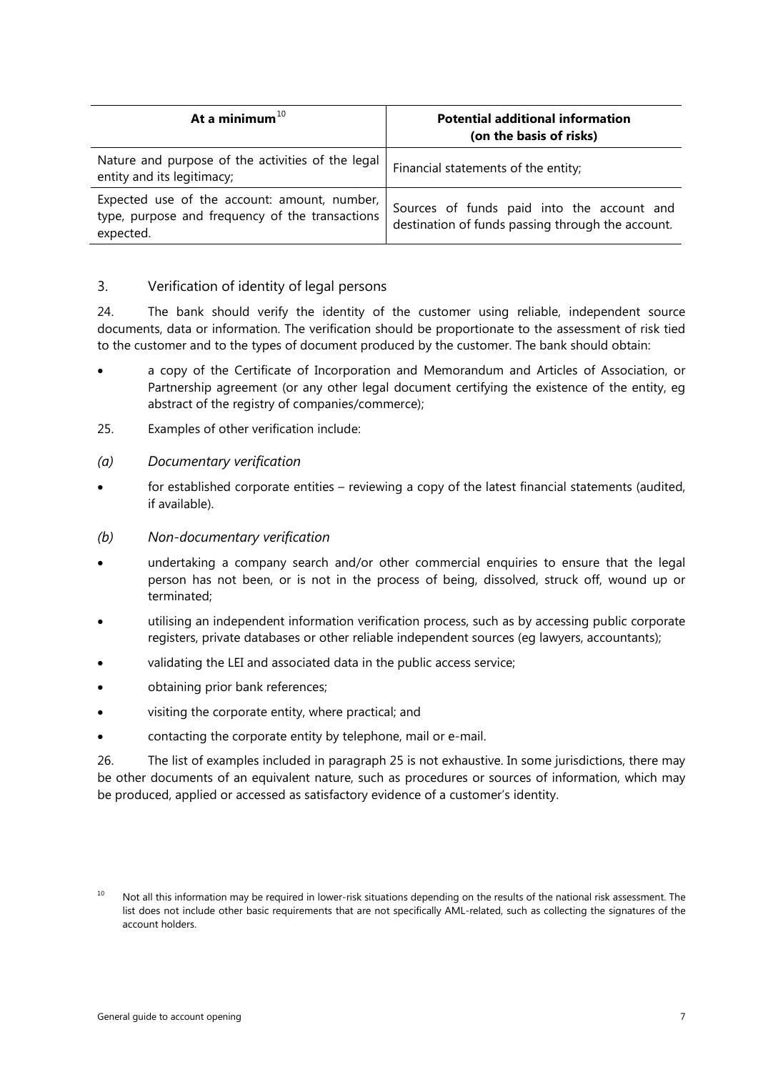| At a minimum[10] | Potential additional information (on the basis of risks) |
|---|---|
| Nature and purpose of the activities of the legal entity and its legitimacy; | Financial statements of the entity; |
| Expected use of the account: amount, number, type, purpose and frequency of the transactions expected. | Sources of funds paid into the account and destination of funds passing through the account. |

### 3. Verification of identity of legal persons

24. The bank should verify the identity of the customer using reliable, independent source documents, data or information. The verification should be proportionate to the assessment of risk tied to the customer and to the types of document produced by the customer. The bank should obtain:

- a copy of the Certificate of Incorporation and Memorandum and Articles of Association, or Partnership agreement (or any other legal document certifying the existence of the entity, eg abstract of the registry of companies/commerce);

25. Examples of other verification include:

*(a) Documentary verification*

- for established corporate entities – reviewing a copy of the latest financial statements (audited, if available).

*(b) Non-documentary verification*

- undertaking a company search and/or other commercial enquiries to ensure that the legal person has not been, or is not in the process of being, dissolved, struck off, wound up or terminated;
- utilising an independent information verification process, such as by accessing public corporate registers, private databases or other reliable independent sources (eg lawyers, accountants);
- validating the LEI and associated data in the public access service;
- obtaining prior bank references;
- visiting the corporate entity, where practical; and
- contacting the corporate entity by telephone, mail or e-mail.

26. The list of examples included in paragraph 25 is not exhaustive. In some jurisdictions, there may be other documents of an equivalent nature, such as procedures or sources of information, which may be produced, applied or accessed as satisfactory evidence of a customer's identity.

[10] Not all this information may be required in lower-risk situations depending on the results of the national risk assessment. The list does not include other basic requirements that are not specifically AML-related, such as collecting the signatures of the account holders.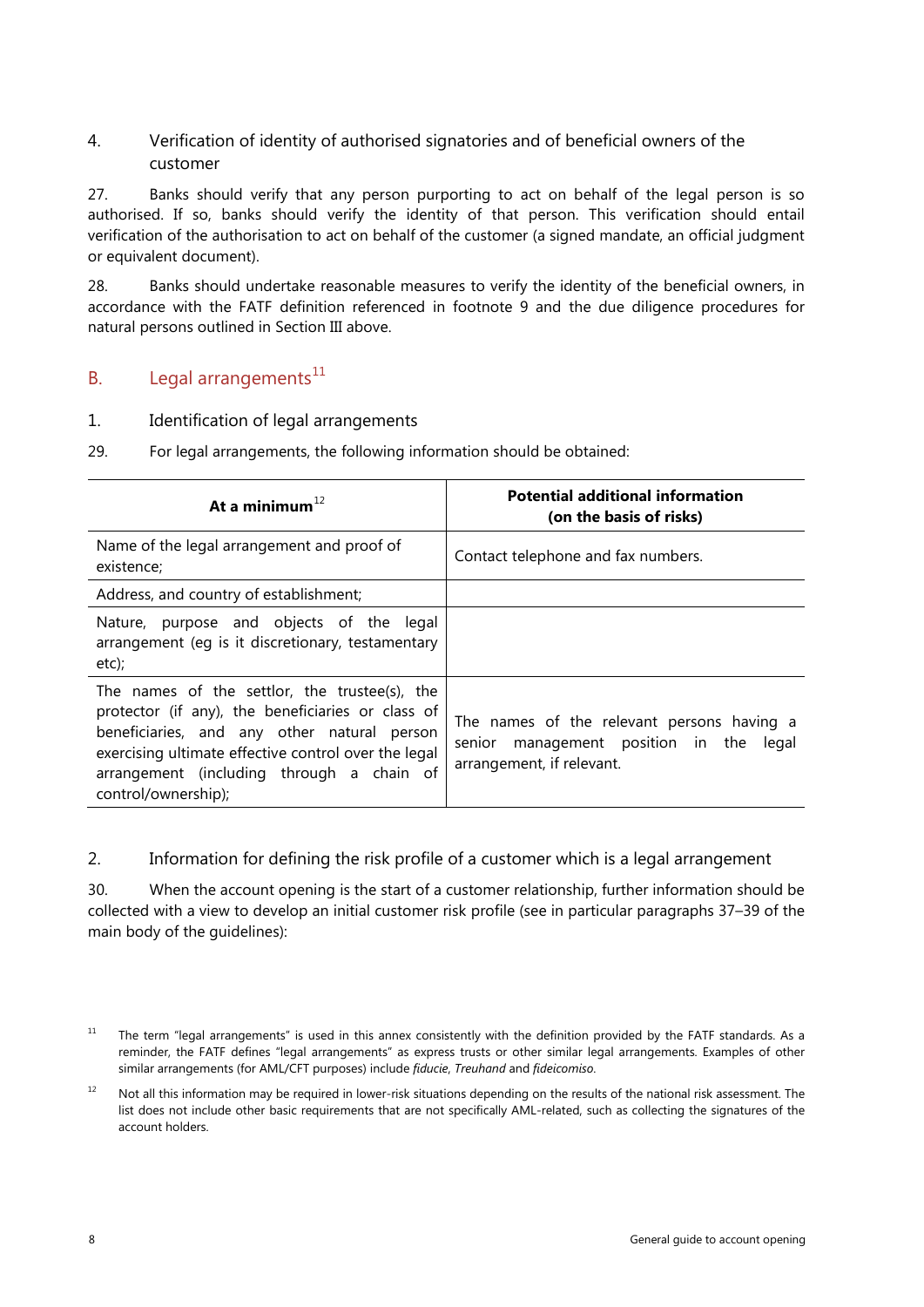### 4. Verification of identity of authorised signatories and of beneficial owners of the customer

27. Banks should verify that any person purporting to act on behalf of the legal person is so authorised. If so, banks should verify the identity of that person. This verification should entail verification of the authorisation to act on behalf of the customer (a signed mandate, an official judgment or equivalent document).

28. Banks should undertake reasonable measures to verify the identity of the beneficial owners, in accordance with the FATF definition referenced in footnote 9 and the due diligence procedures for natural persons outlined in Section III above.

## B. Legal arrangements[11]

### 1. Identification of legal arrangements

29. For legal arrangements, the following information should be obtained:

| **At a minimum**[12] | **Potential additional information (on the basis of risks)** |
|---|---|
| Name of the legal arrangement and proof of existence; | Contact telephone and fax numbers. |
| Address, and country of establishment; | |
| Nature, purpose and objects of the legal arrangement (eg is it discretionary, testamentary etc); | |
| The names of the settlor, the trustee(s), the protector (if any), the beneficiaries or class of beneficiaries, and any other natural person exercising ultimate effective control over the legal arrangement (including through a chain of control/ownership); | The names of the relevant persons having a senior management position in the legal arrangement, if relevant. |

### 2. Information for defining the risk profile of a customer which is a legal arrangement

30. When the account opening is the start of a customer relationship, further information should be collected with a view to develop an initial customer risk profile (see in particular paragraphs 37–39 of the main body of the guidelines):

[11] The term "legal arrangements" is used in this annex consistently with the definition provided by the FATF standards. As a reminder, the FATF defines "legal arrangements" as express trusts or other similar legal arrangements. Examples of other similar arrangements (for AML/CFT purposes) include *fiducie*, *Treuhand* and *fideicomiso*.

[12] Not all this information may be required in lower-risk situations depending on the results of the national risk assessment. The list does not include other basic requirements that are not specifically AML-related, such as collecting the signatures of the account holders.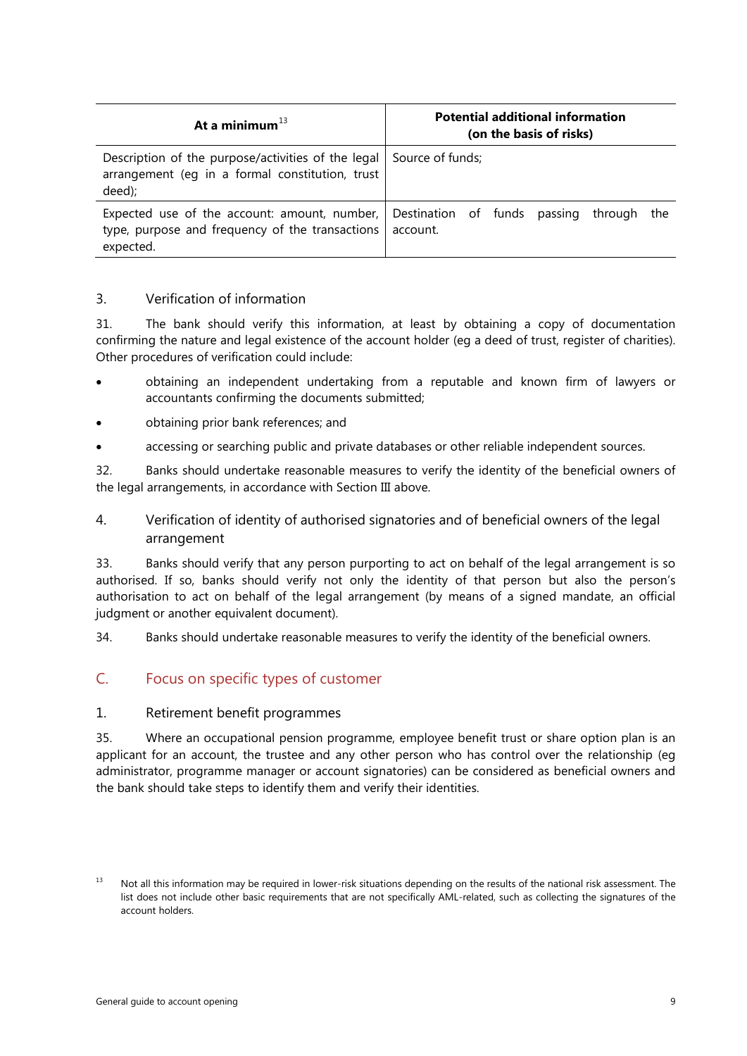| At a minimum[13] | Potential additional information (on the basis of risks) |
|---|---|
| Description of the purpose/activities of the legal arrangement (eg in a formal constitution, trust deed); | Source of funds; |
| Expected use of the account: amount, number, type, purpose and frequency of the transactions expected. | Destination of funds passing through the account. |

### 3. Verification of information

31. The bank should verify this information, at least by obtaining a copy of documentation confirming the nature and legal existence of the account holder (eg a deed of trust, register of charities). Other procedures of verification could include:

- obtaining an independent undertaking from a reputable and known firm of lawyers or accountants confirming the documents submitted;
- obtaining prior bank references; and
- accessing or searching public and private databases or other reliable independent sources.

32. Banks should undertake reasonable measures to verify the identity of the beneficial owners of the legal arrangements, in accordance with Section III above.

### 4. Verification of identity of authorised signatories and of beneficial owners of the legal arrangement

33. Banks should verify that any person purporting to act on behalf of the legal arrangement is so authorised. If so, banks should verify not only the identity of that person but also the person's authorisation to act on behalf of the legal arrangement (by means of a signed mandate, an official judgment or another equivalent document).

34. Banks should undertake reasonable measures to verify the identity of the beneficial owners.

## C. Focus on specific types of customer

### 1. Retirement benefit programmes

35. Where an occupational pension programme, employee benefit trust or share option plan is an applicant for an account, the trustee and any other person who has control over the relationship (eg administrator, programme manager or account signatories) can be considered as beneficial owners and the bank should take steps to identify them and verify their identities.

[13] Not all this information may be required in lower-risk situations depending on the results of the national risk assessment. The list does not include other basic requirements that are not specifically AML-related, such as collecting the signatures of the account holders.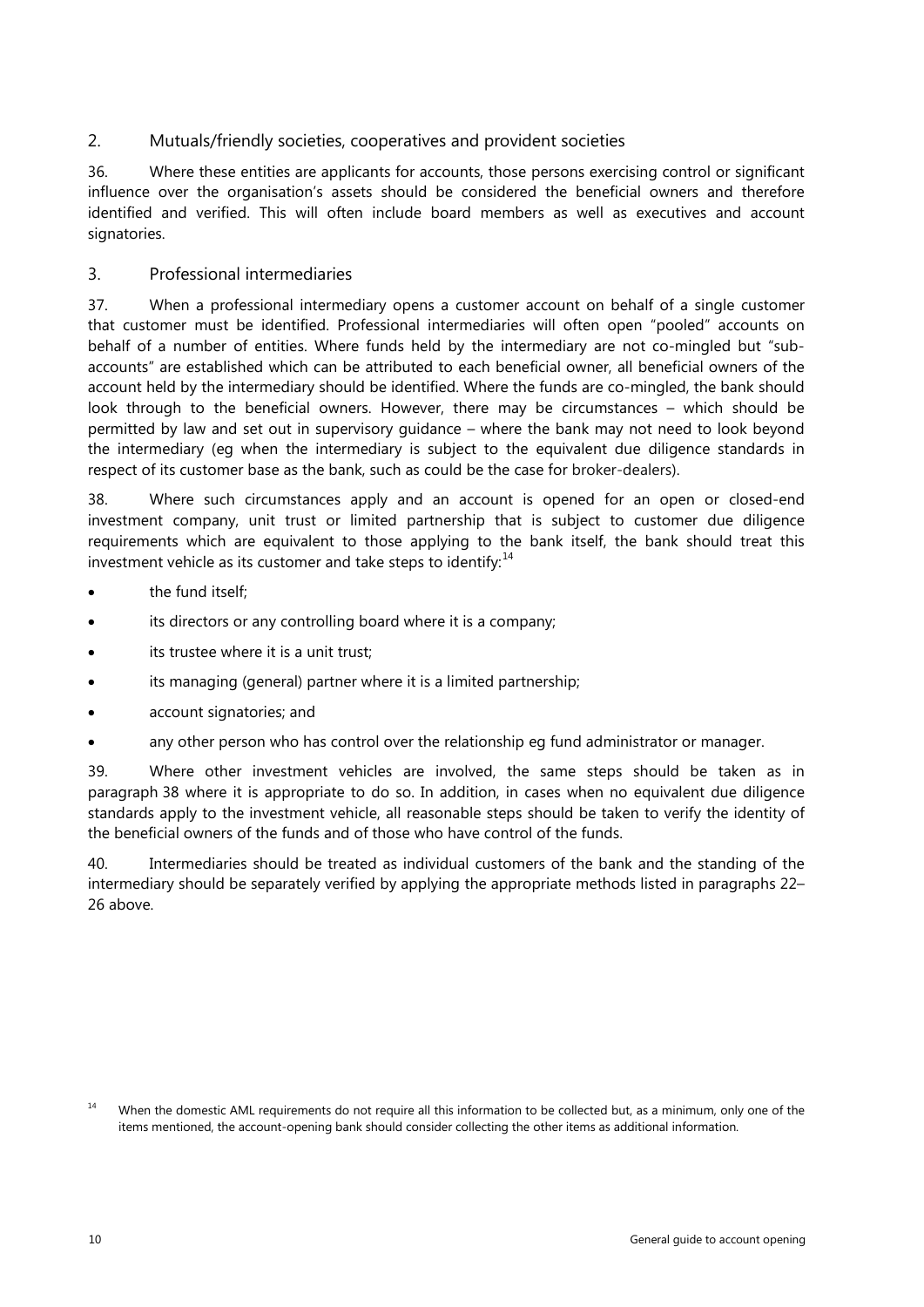## 2. Mutuals/friendly societies, cooperatives and provident societies

36. Where these entities are applicants for accounts, those persons exercising control or significant influence over the organisation's assets should be considered the beneficial owners and therefore identified and verified. This will often include board members as well as executives and account signatories.

## 3. Professional intermediaries

37. When a professional intermediary opens a customer account on behalf of a single customer that customer must be identified. Professional intermediaries will often open "pooled" accounts on behalf of a number of entities. Where funds held by the intermediary are not co-mingled but "sub-accounts" are established which can be attributed to each beneficial owner, all beneficial owners of the account held by the intermediary should be identified. Where the funds are co-mingled, the bank should look through to the beneficial owners. However, there may be circumstances – which should be permitted by law and set out in supervisory guidance – where the bank may not need to look beyond the intermediary (eg when the intermediary is subject to the equivalent due diligence standards in respect of its customer base as the bank, such as could be the case for broker-dealers).

38. Where such circumstances apply and an account is opened for an open or closed-end investment company, unit trust or limited partnership that is subject to customer due diligence requirements which are equivalent to those applying to the bank itself, the bank should treat this investment vehicle as its customer and take steps to identify:[14]

- the fund itself;
- its directors or any controlling board where it is a company;
- its trustee where it is a unit trust;
- its managing (general) partner where it is a limited partnership;
- account signatories; and
- any other person who has control over the relationship eg fund administrator or manager.

39. Where other investment vehicles are involved, the same steps should be taken as in paragraph 38 where it is appropriate to do so. In addition, in cases when no equivalent due diligence standards apply to the investment vehicle, all reasonable steps should be taken to verify the identity of the beneficial owners of the funds and of those who have control of the funds.

40. Intermediaries should be treated as individual customers of the bank and the standing of the intermediary should be separately verified by applying the appropriate methods listed in paragraphs 22–26 above.

[14] When the domestic AML requirements do not require all this information to be collected but, as a minimum, only one of the items mentioned, the account-opening bank should consider collecting the other items as additional information.